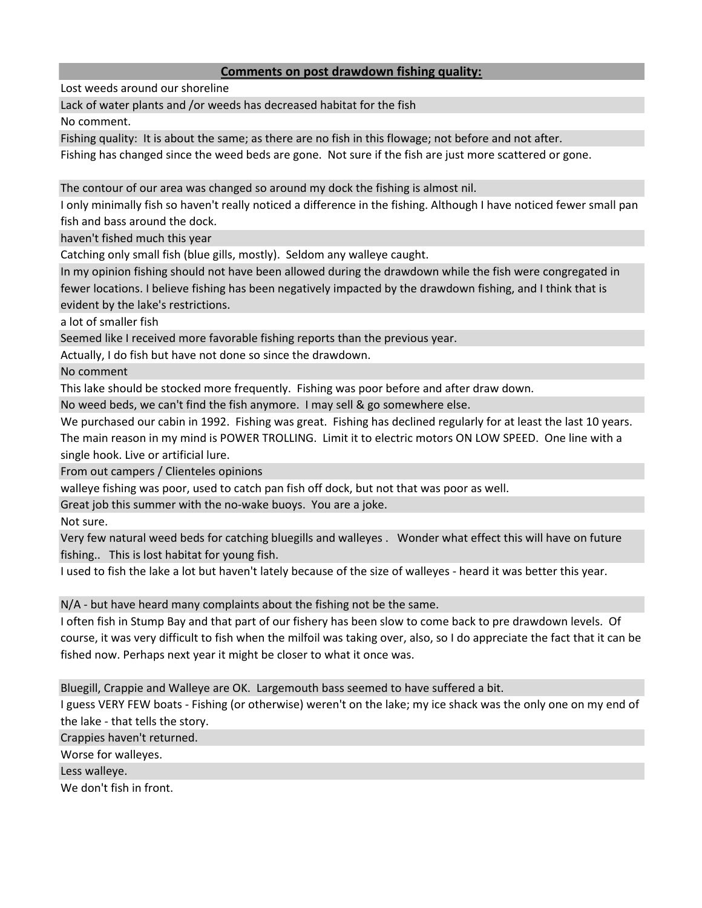**Comments on post drawdown fishing quality:**

Lost weeds around our shoreline

Lack of water plants and /or weeds has decreased habitat for the fish

No comment.

Fishing quality: It is about the same; as there are no fish in this flowage; not before and not after.

Fishing has changed since the weed beds are gone. Not sure if the fish are just more scattered or gone.

The contour of our area was changed so around my dock the fishing is almost nil.

I only minimally fish so haven't really noticed a difference in the fishing. Although I have noticed fewer small pan fish and bass around the dock.

haven't fished much this year

Catching only small fish (blue gills, mostly). Seldom any walleye caught.

In my opinion fishing should not have been allowed during the drawdown while the fish were congregated in fewer locations. I believe fishing has been negatively impacted by the drawdown fishing, and I think that is evident by the lake's restrictions.

a lot of smaller fish

Seemed like I received more favorable fishing reports than the previous year.

Actually, I do fish but have not done so since the drawdown.

No comment

This lake should be stocked more frequently. Fishing was poor before and after draw down.

No weed beds, we can't find the fish anymore. I may sell & go somewhere else.

We purchased our cabin in 1992. Fishing was great. Fishing has declined regularly for at least the last 10 years. The main reason in my mind is POWER TROLLING. Limit it to electric motors ON LOW SPEED. One line with a single hook. Live or artificial lure.

From out campers / Clienteles opinions

walleye fishing was poor, used to catch pan fish off dock, but not that was poor as well.

Great job this summer with the no-wake buoys. You are a joke.

Not sure.

Very few natural weed beds for catching bluegills and walleyes . Wonder what effect this will have on future fishing.. This is lost habitat for young fish.

I used to fish the lake a lot but haven't lately because of the size of walleyes - heard it was better this year.

N/A - but have heard many complaints about the fishing not be the same.

I often fish in Stump Bay and that part of our fishery has been slow to come back to pre drawdown levels. Of course, it was very difficult to fish when the milfoil was taking over, also, so I do appreciate the fact that it can be fished now. Perhaps next year it might be closer to what it once was.

Bluegill, Crappie and Walleye are OK. Largemouth bass seemed to have suffered a bit.

I guess VERY FEW boats - Fishing (or otherwise) weren't on the lake; my ice shack was the only one on my end of the lake - that tells the story.

Crappies haven't returned.

Worse for walleyes.

Less walleye.

We don't fish in front.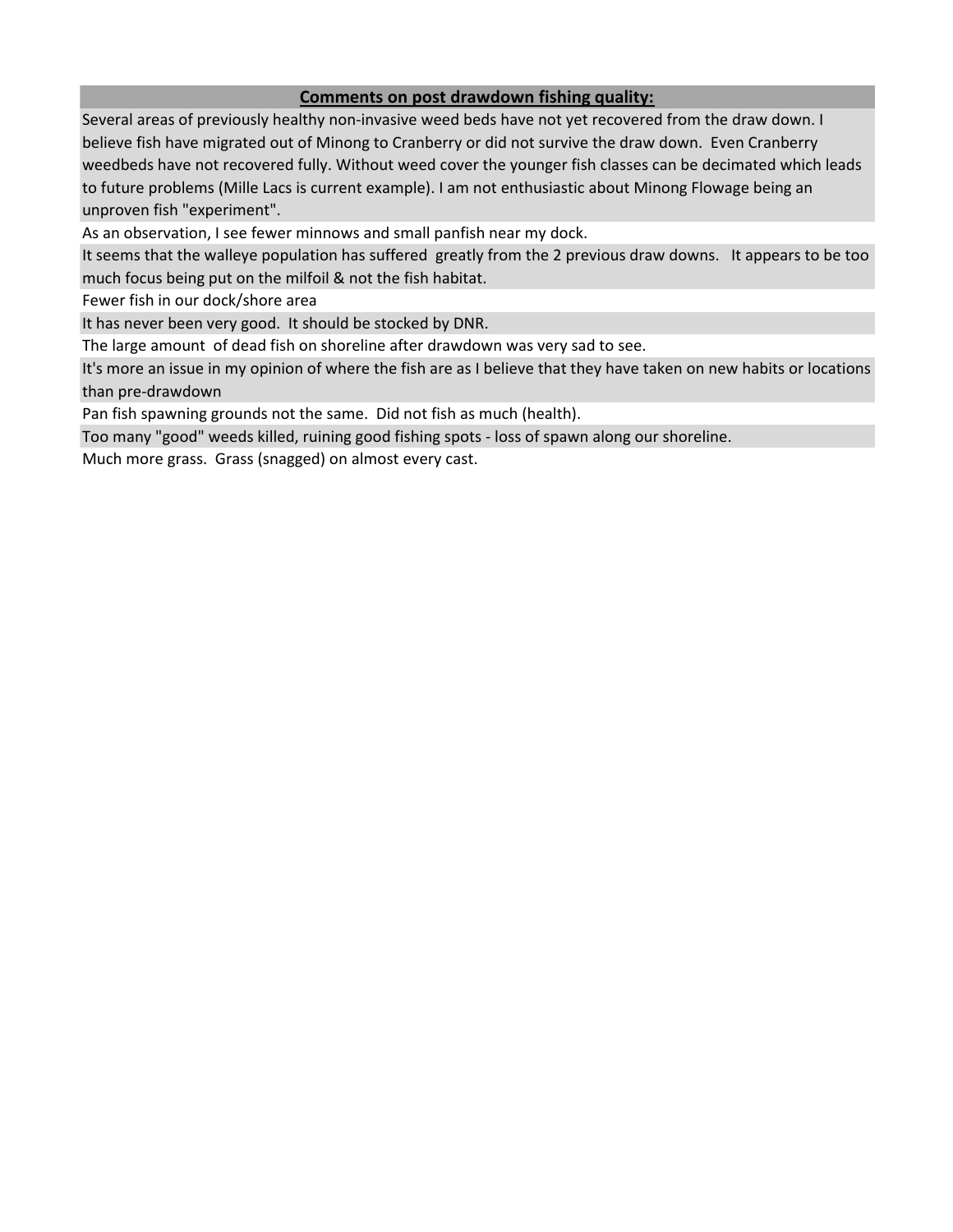| **Comments on post drawdown fishing quality:** |
| --- |
| Several areas of previously healthy non-invasive weed beds have not yet recovered from the draw down. I believe fish have migrated out of Minong to Cranberry or did not survive the draw down. Even Cranberry weedbeds have not recovered fully. Without weed cover the younger fish classes can be decimated which leads to future problems (Mille Lacs is current example). I am not enthusiastic about Minong Flowage being an unproven fish "experiment". |
| As an observation, I see fewer minnows and small panfish near my dock. |
| It seems that the walleye population has suffered greatly from the 2 previous draw downs. It appears to be too much focus being put on the milfoil & not the fish habitat. |
| Fewer fish in our dock/shore area |
| It has never been very good. It should be stocked by DNR. |
| The large amount of dead fish on shoreline after drawdown was very sad to see. |
| It's more an issue in my opinion of where the fish are as I believe that they have taken on new habits or locations than pre-drawdown |
| Pan fish spawning grounds not the same. Did not fish as much (health). |
| Too many "good" weeds killed, ruining good fishing spots - loss of spawn along our shoreline. |
| Much more grass. Grass (snagged) on almost every cast. |